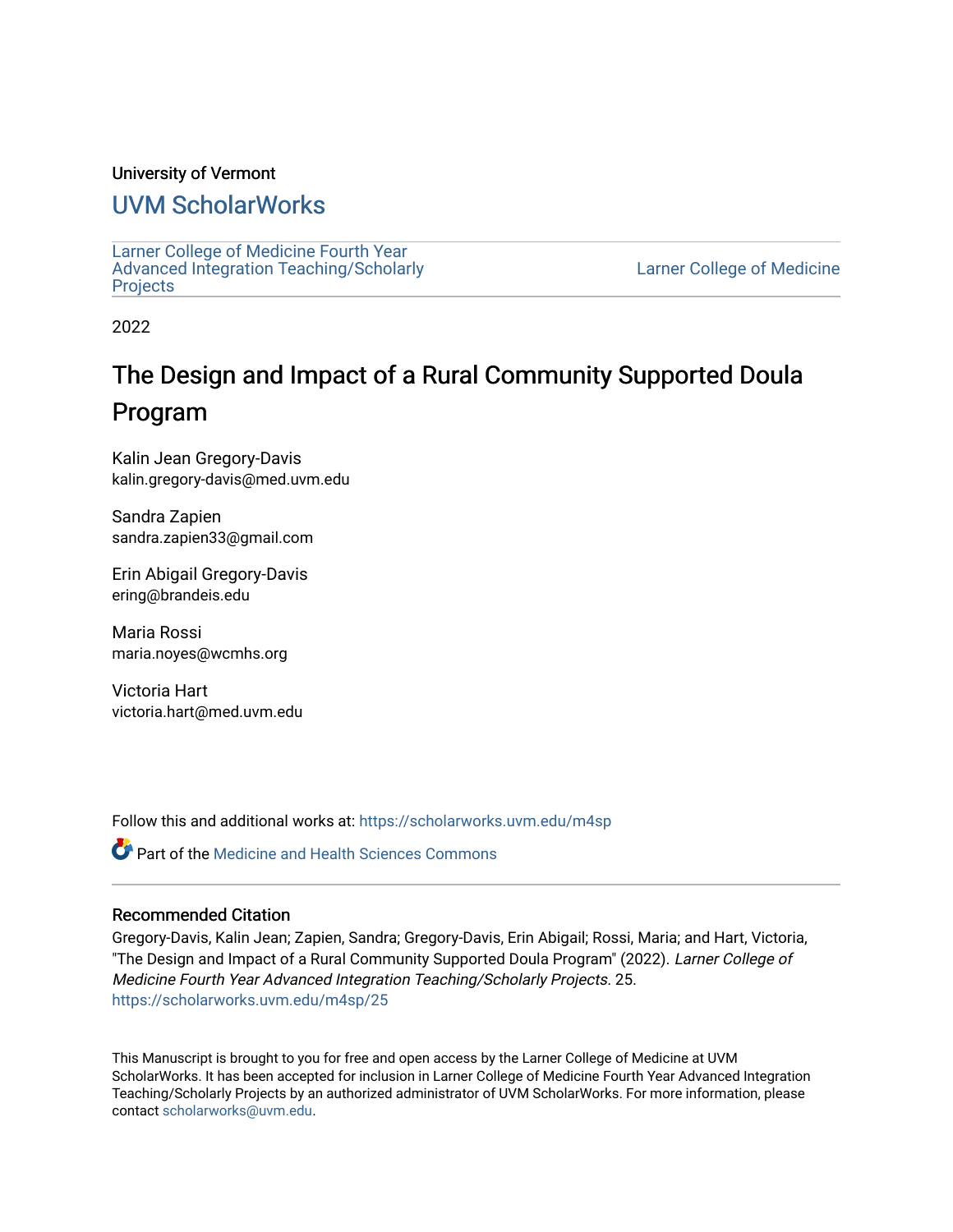University of Vermont

## UVM ScholarWorks

Larner College of Medicine Fourth Year Advanced Integration Teaching/Scholarly Projects

Larner College of Medicine

2022

# The Design and Impact of a Rural Community Supported Doula Program

Kalin Jean Gregory-Davis
kalin.gregory-davis@med.uvm.edu

Sandra Zapien
sandra.zapien33@gmail.com

Erin Abigail Gregory-Davis
ering@brandeis.edu

Maria Rossi
maria.noyes@wcmhs.org

Victoria Hart
victoria.hart@med.uvm.edu

Follow this and additional works at: https://scholarworks.uvm.edu/m4sp

Part of the Medicine and Health Sciences Commons

### Recommended Citation

Gregory-Davis, Kalin Jean; Zapien, Sandra; Gregory-Davis, Erin Abigail; Rossi, Maria; and Hart, Victoria, "The Design and Impact of a Rural Community Supported Doula Program" (2022). *Larner College of Medicine Fourth Year Advanced Integration Teaching/Scholarly Projects*. 25.
https://scholarworks.uvm.edu/m4sp/25

This Manuscript is brought to you for free and open access by the Larner College of Medicine at UVM ScholarWorks. It has been accepted for inclusion in Larner College of Medicine Fourth Year Advanced Integration Teaching/Scholarly Projects by an authorized administrator of UVM ScholarWorks. For more information, please contact scholarworks@uvm.edu.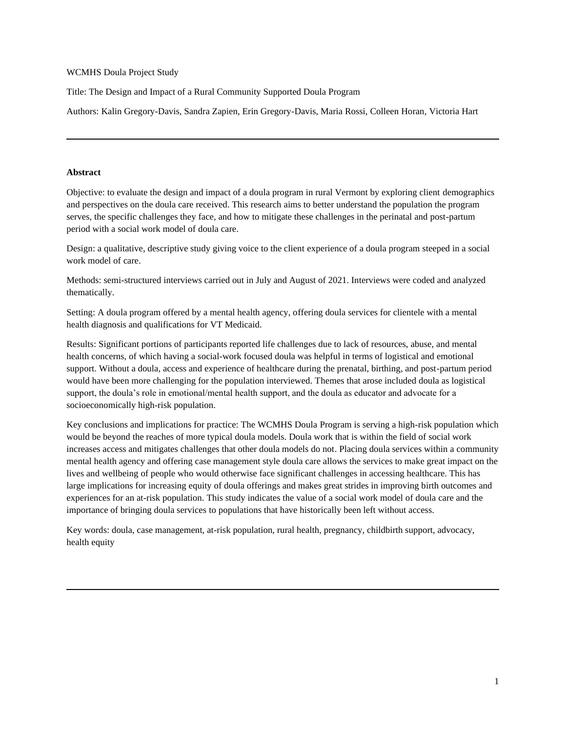WCMHS Doula Project Study

Title: The Design and Impact of a Rural Community Supported Doula Program

Authors: Kalin Gregory-Davis, Sandra Zapien, Erin Gregory-Davis, Maria Rossi, Colleen Horan, Victoria Hart

---

**Abstract**

Objective: to evaluate the design and impact of a doula program in rural Vermont by exploring client demographics and perspectives on the doula care received. This research aims to better understand the population the program serves, the specific challenges they face, and how to mitigate these challenges in the perinatal and post-partum period with a social work model of doula care.

Design: a qualitative, descriptive study giving voice to the client experience of a doula program steeped in a social work model of care.

Methods: semi-structured interviews carried out in July and August of 2021. Interviews were coded and analyzed thematically.

Setting: A doula program offered by a mental health agency, offering doula services for clientele with a mental health diagnosis and qualifications for VT Medicaid.

Results: Significant portions of participants reported life challenges due to lack of resources, abuse, and mental health concerns, of which having a social-work focused doula was helpful in terms of logistical and emotional support. Without a doula, access and experience of healthcare during the prenatal, birthing, and post-partum period would have been more challenging for the population interviewed. Themes that arose included doula as logistical support, the doula's role in emotional/mental health support, and the doula as educator and advocate for a socioeconomically high-risk population.

Key conclusions and implications for practice: The WCMHS Doula Program is serving a high-risk population which would be beyond the reaches of more typical doula models. Doula work that is within the field of social work increases access and mitigates challenges that other doula models do not. Placing doula services within a community mental health agency and offering case management style doula care allows the services to make great impact on the lives and wellbeing of people who would otherwise face significant challenges in accessing healthcare. This has large implications for increasing equity of doula offerings and makes great strides in improving birth outcomes and experiences for an at-risk population. This study indicates the value of a social work model of doula care and the importance of bringing doula services to populations that have historically been left without access.

Key words: doula, case management, at-risk population, rural health, pregnancy, childbirth support, advocacy, health equity

---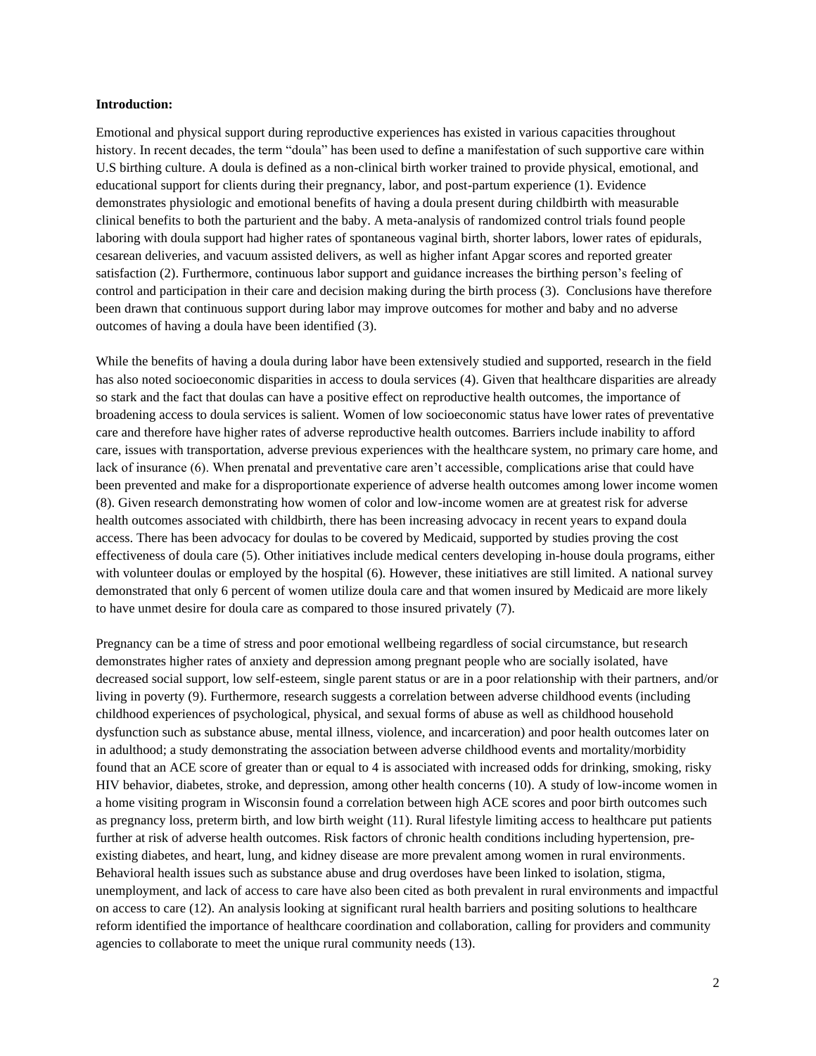**Introduction:**

Emotional and physical support during reproductive experiences has existed in various capacities throughout history. In recent decades, the term "doula" has been used to define a manifestation of such supportive care within U.S birthing culture. A doula is defined as a non-clinical birth worker trained to provide physical, emotional, and educational support for clients during their pregnancy, labor, and post-partum experience (1). Evidence demonstrates physiologic and emotional benefits of having a doula present during childbirth with measurable clinical benefits to both the parturient and the baby. A meta-analysis of randomized control trials found people laboring with doula support had higher rates of spontaneous vaginal birth, shorter labors, lower rates of epidurals, cesarean deliveries, and vacuum assisted delivers, as well as higher infant Apgar scores and reported greater satisfaction (2). Furthermore, continuous labor support and guidance increases the birthing person's feeling of control and participation in their care and decision making during the birth process (3). Conclusions have therefore been drawn that continuous support during labor may improve outcomes for mother and baby and no adverse outcomes of having a doula have been identified (3).

While the benefits of having a doula during labor have been extensively studied and supported, research in the field has also noted socioeconomic disparities in access to doula services (4). Given that healthcare disparities are already so stark and the fact that doulas can have a positive effect on reproductive health outcomes, the importance of broadening access to doula services is salient. Women of low socioeconomic status have lower rates of preventative care and therefore have higher rates of adverse reproductive health outcomes. Barriers include inability to afford care, issues with transportation, adverse previous experiences with the healthcare system, no primary care home, and lack of insurance (6). When prenatal and preventative care aren't accessible, complications arise that could have been prevented and make for a disproportionate experience of adverse health outcomes among lower income women (8). Given research demonstrating how women of color and low-income women are at greatest risk for adverse health outcomes associated with childbirth, there has been increasing advocacy in recent years to expand doula access. There has been advocacy for doulas to be covered by Medicaid, supported by studies proving the cost effectiveness of doula care (5). Other initiatives include medical centers developing in-house doula programs, either with volunteer doulas or employed by the hospital (6). However, these initiatives are still limited. A national survey demonstrated that only 6 percent of women utilize doula care and that women insured by Medicaid are more likely to have unmet desire for doula care as compared to those insured privately (7).

Pregnancy can be a time of stress and poor emotional wellbeing regardless of social circumstance, but research demonstrates higher rates of anxiety and depression among pregnant people who are socially isolated, have decreased social support, low self-esteem, single parent status or are in a poor relationship with their partners, and/or living in poverty (9). Furthermore, research suggests a correlation between adverse childhood events (including childhood experiences of psychological, physical, and sexual forms of abuse as well as childhood household dysfunction such as substance abuse, mental illness, violence, and incarceration) and poor health outcomes later on in adulthood; a study demonstrating the association between adverse childhood events and mortality/morbidity found that an ACE score of greater than or equal to 4 is associated with increased odds for drinking, smoking, risky HIV behavior, diabetes, stroke, and depression, among other health concerns (10). A study of low-income women in a home visiting program in Wisconsin found a correlation between high ACE scores and poor birth outcomes such as pregnancy loss, preterm birth, and low birth weight (11). Rural lifestyle limiting access to healthcare put patients further at risk of adverse health outcomes. Risk factors of chronic health conditions including hypertension, pre-existing diabetes, and heart, lung, and kidney disease are more prevalent among women in rural environments. Behavioral health issues such as substance abuse and drug overdoses have been linked to isolation, stigma, unemployment, and lack of access to care have also been cited as both prevalent in rural environments and impactful on access to care (12). An analysis looking at significant rural health barriers and positing solutions to healthcare reform identified the importance of healthcare coordination and collaboration, calling for providers and community agencies to collaborate to meet the unique rural community needs (13).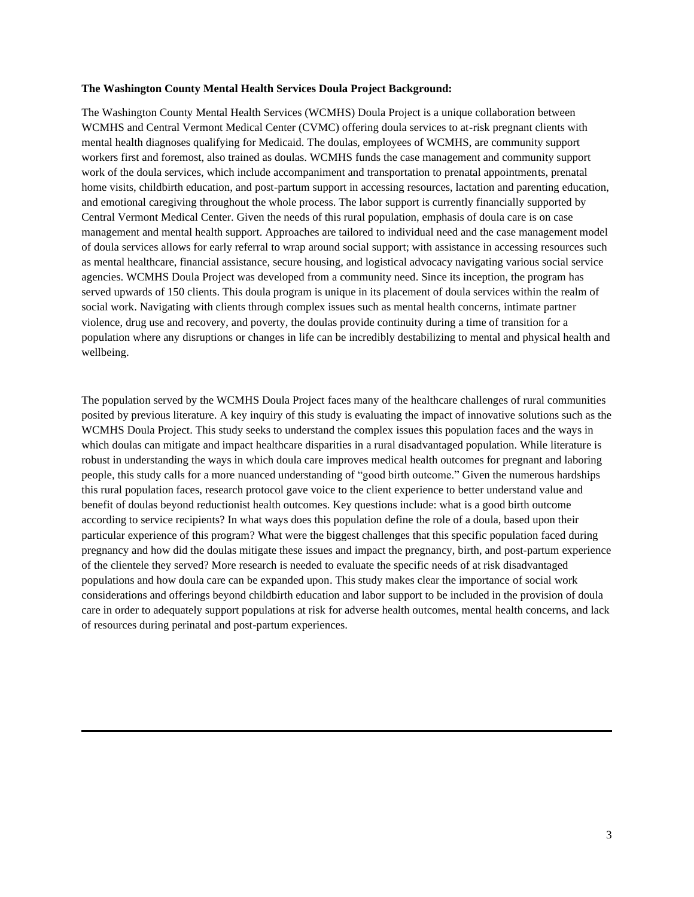**The Washington County Mental Health Services Doula Project Background:**

The Washington County Mental Health Services (WCMHS) Doula Project is a unique collaboration between WCMHS and Central Vermont Medical Center (CVMC) offering doula services to at-risk pregnant clients with mental health diagnoses qualifying for Medicaid. The doulas, employees of WCMHS, are community support workers first and foremost, also trained as doulas. WCMHS funds the case management and community support work of the doula services, which include accompaniment and transportation to prenatal appointments, prenatal home visits, childbirth education, and post-partum support in accessing resources, lactation and parenting education, and emotional caregiving throughout the whole process. The labor support is currently financially supported by Central Vermont Medical Center. Given the needs of this rural population, emphasis of doula care is on case management and mental health support. Approaches are tailored to individual need and the case management model of doula services allows for early referral to wrap around social support; with assistance in accessing resources such as mental healthcare, financial assistance, secure housing, and logistical advocacy navigating various social service agencies. WCMHS Doula Project was developed from a community need. Since its inception, the program has served upwards of 150 clients. This doula program is unique in its placement of doula services within the realm of social work. Navigating with clients through complex issues such as mental health concerns, intimate partner violence, drug use and recovery, and poverty, the doulas provide continuity during a time of transition for a population where any disruptions or changes in life can be incredibly destabilizing to mental and physical health and wellbeing.

The population served by the WCMHS Doula Project faces many of the healthcare challenges of rural communities posited by previous literature. A key inquiry of this study is evaluating the impact of innovative solutions such as the WCMHS Doula Project. This study seeks to understand the complex issues this population faces and the ways in which doulas can mitigate and impact healthcare disparities in a rural disadvantaged population. While literature is robust in understanding the ways in which doula care improves medical health outcomes for pregnant and laboring people, this study calls for a more nuanced understanding of "good birth outcome." Given the numerous hardships this rural population faces, research protocol gave voice to the client experience to better understand value and benefit of doulas beyond reductionist health outcomes. Key questions include: what is a good birth outcome according to service recipients? In what ways does this population define the role of a doula, based upon their particular experience of this program? What were the biggest challenges that this specific population faced during pregnancy and how did the doulas mitigate these issues and impact the pregnancy, birth, and post-partum experience of the clientele they served? More research is needed to evaluate the specific needs of at risk disadvantaged populations and how doula care can be expanded upon. This study makes clear the importance of social work considerations and offerings beyond childbirth education and labor support to be included in the provision of doula care in order to adequately support populations at risk for adverse health outcomes, mental health concerns, and lack of resources during perinatal and post-partum experiences.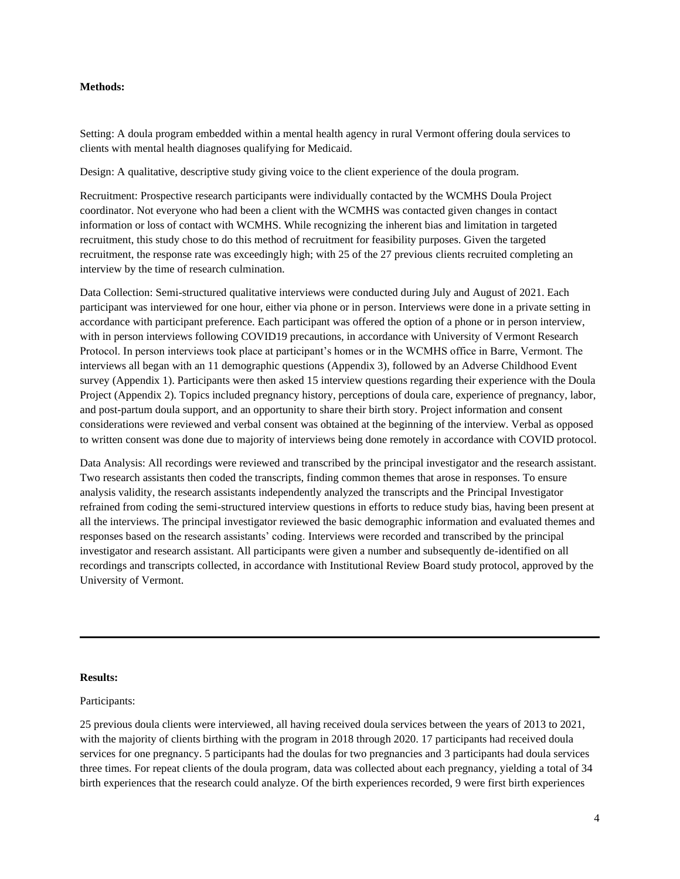**Methods:**

Setting: A doula program embedded within a mental health agency in rural Vermont offering doula services to clients with mental health diagnoses qualifying for Medicaid.

Design: A qualitative, descriptive study giving voice to the client experience of the doula program.

Recruitment: Prospective research participants were individually contacted by the WCMHS Doula Project coordinator. Not everyone who had been a client with the WCMHS was contacted given changes in contact information or loss of contact with WCMHS. While recognizing the inherent bias and limitation in targeted recruitment, this study chose to do this method of recruitment for feasibility purposes. Given the targeted recruitment, the response rate was exceedingly high; with 25 of the 27 previous clients recruited completing an interview by the time of research culmination.

Data Collection: Semi-structured qualitative interviews were conducted during July and August of 2021. Each participant was interviewed for one hour, either via phone or in person. Interviews were done in a private setting in accordance with participant preference. Each participant was offered the option of a phone or in person interview, with in person interviews following COVID19 precautions, in accordance with University of Vermont Research Protocol. In person interviews took place at participant's homes or in the WCMHS office in Barre, Vermont. The interviews all began with an 11 demographic questions (Appendix 3), followed by an Adverse Childhood Event survey (Appendix 1). Participants were then asked 15 interview questions regarding their experience with the Doula Project (Appendix 2). Topics included pregnancy history, perceptions of doula care, experience of pregnancy, labor, and post-partum doula support, and an opportunity to share their birth story. Project information and consent considerations were reviewed and verbal consent was obtained at the beginning of the interview. Verbal as opposed to written consent was done due to majority of interviews being done remotely in accordance with COVID protocol.

Data Analysis: All recordings were reviewed and transcribed by the principal investigator and the research assistant. Two research assistants then coded the transcripts, finding common themes that arose in responses. To ensure analysis validity, the research assistants independently analyzed the transcripts and the Principal Investigator refrained from coding the semi-structured interview questions in efforts to reduce study bias, having been present at all the interviews. The principal investigator reviewed the basic demographic information and evaluated themes and responses based on the research assistants' coding. Interviews were recorded and transcribed by the principal investigator and research assistant. All participants were given a number and subsequently de-identified on all recordings and transcripts collected, in accordance with Institutional Review Board study protocol, approved by the University of Vermont.

---

**Results:**

Participants:

25 previous doula clients were interviewed, all having received doula services between the years of 2013 to 2021, with the majority of clients birthing with the program in 2018 through 2020. 17 participants had received doula services for one pregnancy. 5 participants had the doulas for two pregnancies and 3 participants had doula services three times. For repeat clients of the doula program, data was collected about each pregnancy, yielding a total of 34 birth experiences that the research could analyze. Of the birth experiences recorded, 9 were first birth experiences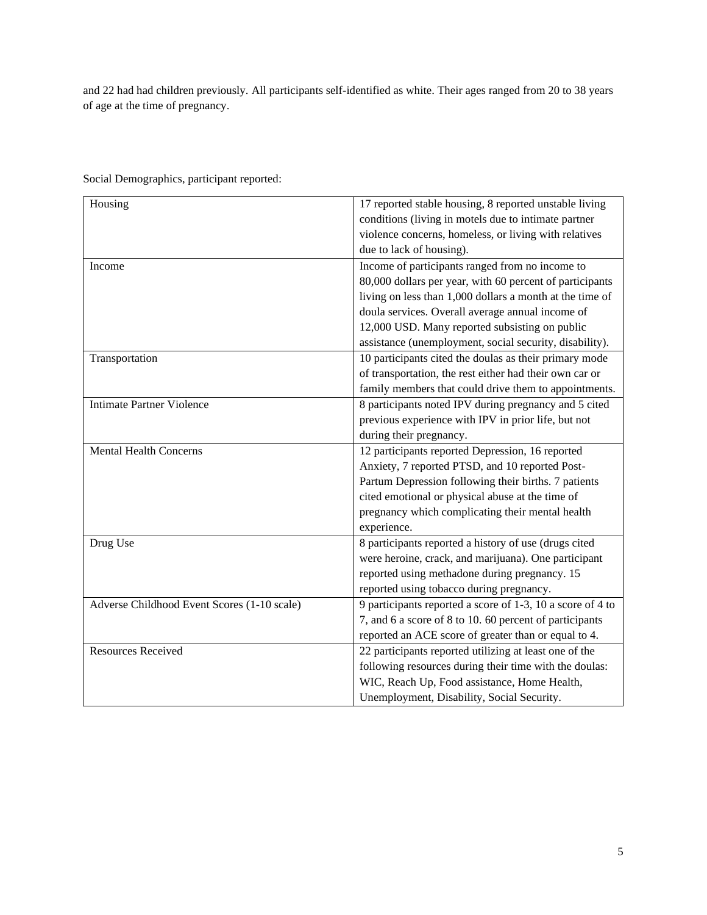and 22 had had children previously. All participants self-identified as white. Their ages ranged from 20 to 38 years of age at the time of pregnancy.

Social Demographics, participant reported:

| | |
|---|---|
| Housing | 17 reported stable housing, 8 reported unstable living conditions (living in motels due to intimate partner violence concerns, homeless, or living with relatives due to lack of housing). |
| Income | Income of participants ranged from no income to 80,000 dollars per year, with 60 percent of participants living on less than 1,000 dollars a month at the time of doula services. Overall average annual income of 12,000 USD. Many reported subsisting on public assistance (unemployment, social security, disability). |
| Transportation | 10 participants cited the doulas as their primary mode of transportation, the rest either had their own car or family members that could drive them to appointments. |
| Intimate Partner Violence | 8 participants noted IPV during pregnancy and 5 cited previous experience with IPV in prior life, but not during their pregnancy. |
| Mental Health Concerns | 12 participants reported Depression, 16 reported Anxiety, 7 reported PTSD, and 10 reported Post-Partum Depression following their births. 7 patients cited emotional or physical abuse at the time of pregnancy which complicating their mental health experience. |
| Drug Use | 8 participants reported a history of use (drugs cited were heroine, crack, and marijuana). One participant reported using methadone during pregnancy. 15 reported using tobacco during pregnancy. |
| Adverse Childhood Event Scores (1-10 scale) | 9 participants reported a score of 1-3, 10 a score of 4 to 7, and 6 a score of 8 to 10. 60 percent of participants reported an ACE score of greater than or equal to 4. |
| Resources Received | 22 participants reported utilizing at least one of the following resources during their time with the doulas: WIC, Reach Up, Food assistance, Home Health, Unemployment, Disability, Social Security. |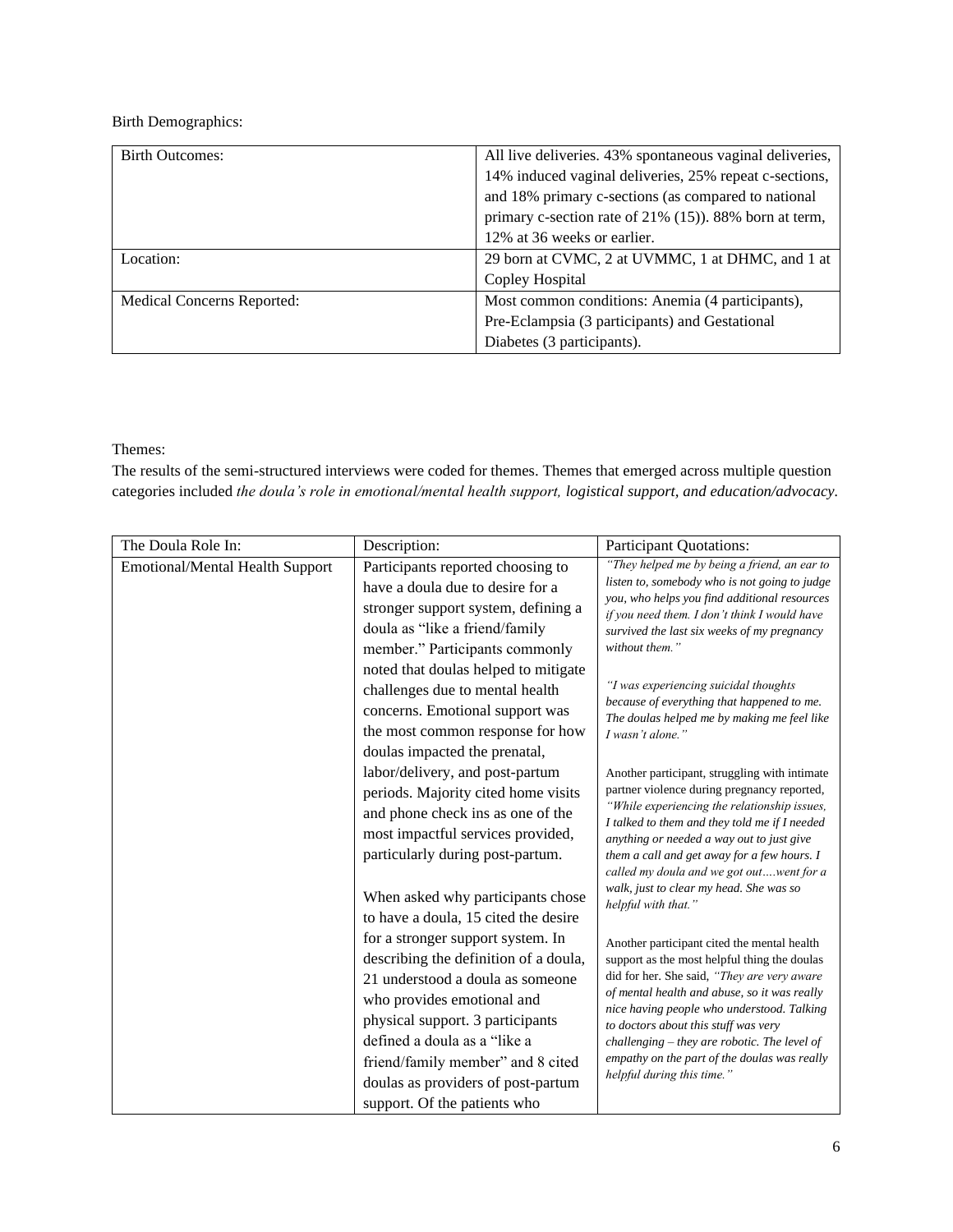Birth Demographics:

| Birth Outcomes: | All live deliveries. 43% spontaneous vaginal deliveries, 14% induced vaginal deliveries, 25% repeat c-sections, and 18% primary c-sections (as compared to national primary c-section rate of 21% (15)). 88% born at term, 12% at 36 weeks or earlier. |
|---|---|
| Location: | 29 born at CVMC, 2 at UVMMC, 1 at DHMC, and 1 at Copley Hospital |
| Medical Concerns Reported: | Most common conditions: Anemia (4 participants), Pre-Eclampsia (3 participants) and Gestational Diabetes (3 participants). |

Themes:

The results of the semi-structured interviews were coded for themes. Themes that emerged across multiple question categories included *the doula's role in emotional/mental health support, logistical support, and education/advocacy*.

| The Doula Role In: | Description: | Participant Quotations: |
|---|---|---|
| Emotional/Mental Health Support | Participants reported choosing to have a doula due to desire for a stronger support system, defining a doula as "like a friend/family member." Participants commonly noted that doulas helped to mitigate challenges due to mental health concerns. Emotional support was the most common response for how doulas impacted the prenatal, labor/delivery, and post-partum periods. Majority cited home visits and phone check ins as one of the most impactful services provided, particularly during post-partum.<br><br>When asked why participants chose to have a doula, 15 cited the desire for a stronger support system. In describing the definition of a doula, 21 understood a doula as someone who provides emotional and physical support. 3 participants defined a doula as a "like a friend/family member" and 8 cited doulas as providers of post-partum support. Of the patients who | *"They helped me by being a friend, an ear to listen to, somebody who is not going to judge you, who helps you find additional resources if you need them. I don't think I would have survived the last six weeks of my pregnancy without them."*<br><br>*"I was experiencing suicidal thoughts because of everything that happened to me. The doulas helped me by making me feel like I wasn't alone."*<br><br>Another participant, struggling with intimate partner violence during pregnancy reported, *"While experiencing the relationship issues, I talked to them and they told me if I needed anything or needed a way out to just give them a call and get away for a few hours. I called my doula and we got out….went for a walk, just to clear my head. She was so helpful with that."*<br><br>Another participant cited the mental health support as the most helpful thing the doulas did for her. She said, *"They are very aware of mental health and abuse, so it was really nice having people who understood. Talking to doctors about this stuff was very challenging – they are robotic. The level of empathy on the part of the doulas was really helpful during this time."* |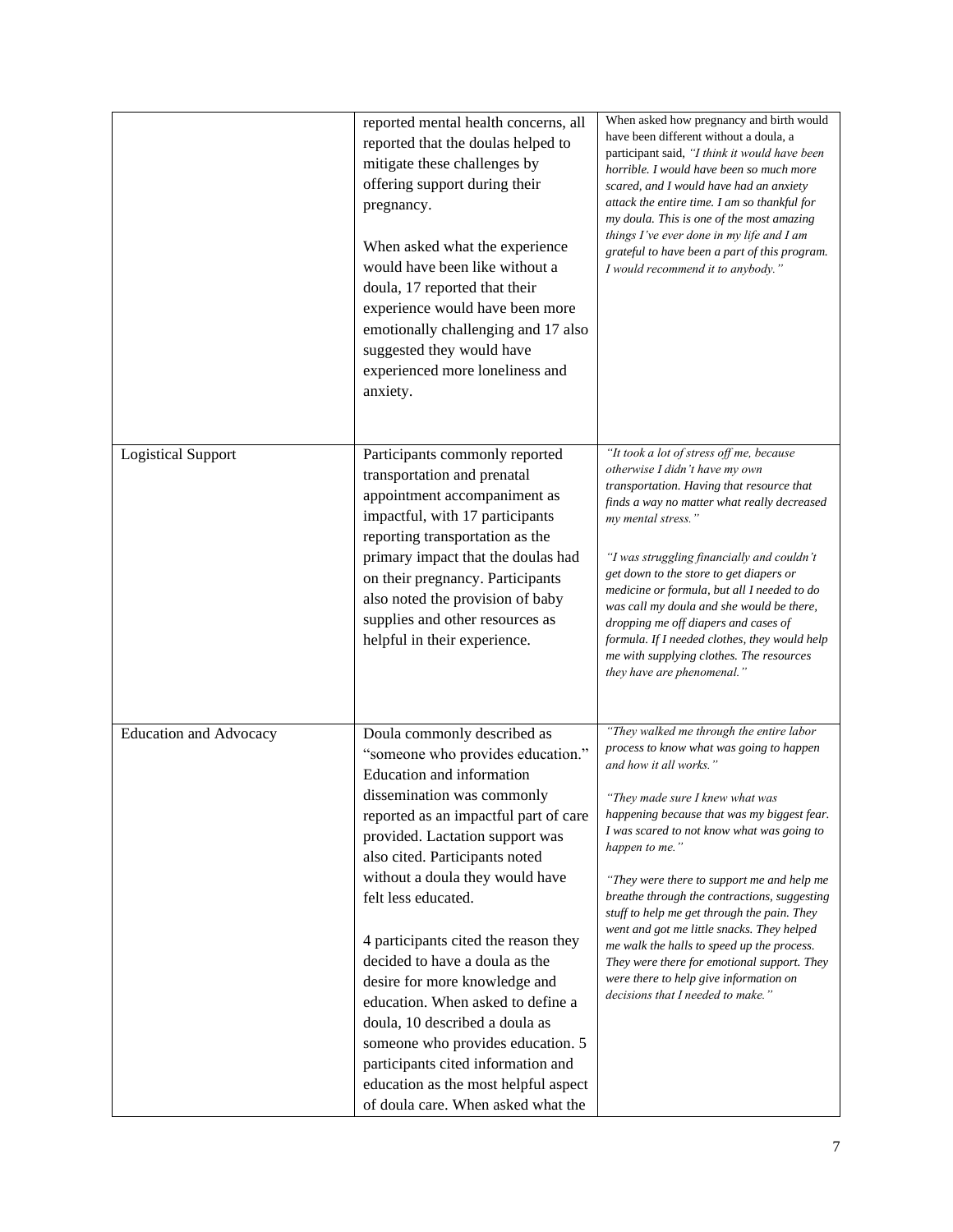| | | |
|---|---|---|
| | reported mental health concerns, all reported that the doulas helped to mitigate these challenges by offering support during their pregnancy.<br><br>When asked what the experience would have been like without a doula, 17 reported that their experience would have been more emotionally challenging and 17 also suggested they would have experienced more loneliness and anxiety. | When asked how pregnancy and birth would have been different without a doula, a participant said, *"I think it would have been horrible. I would have been so much more scared, and I would have had an anxiety attack the entire time. I am so thankful for my doula. This is one of the most amazing things I've ever done in my life and I am grateful to have been a part of this program. I would recommend it to anybody."* |
| Logistical Support | Participants commonly reported transportation and prenatal appointment accompaniment as impactful, with 17 participants reporting transportation as the primary impact that the doulas had on their pregnancy. Participants also noted the provision of baby supplies and other resources as helpful in their experience. | *"It took a lot of stress off me, because otherwise I didn't have my own transportation. Having that resource that finds a way no matter what really decreased my mental stress."*<br><br>*"I was struggling financially and couldn't get down to the store to get diapers or medicine or formula, but all I needed to do was call my doula and she would be there, dropping me off diapers and cases of formula. If I needed clothes, they would help me with supplying clothes. The resources they have are phenomenal."* |
| Education and Advocacy | Doula commonly described as "someone who provides education." Education and information dissemination was commonly reported as an impactful part of care provided. Lactation support was also cited. Participants noted without a doula they would have felt less educated.<br><br>4 participants cited the reason they decided to have a doula as the desire for more knowledge and education. When asked to define a doula, 10 described a doula as someone who provides education. 5 participants cited information and education as the most helpful aspect of doula care. When asked what the | *"They walked me through the entire labor process to know what was going to happen and how it all works."*<br><br>*"They made sure I knew what was happening because that was my biggest fear. I was scared to not know what was going to happen to me."*<br><br>*"They were there to support me and help me breathe through the contractions, suggesting stuff to help me get through the pain. They went and got me little snacks. They helped me walk the halls to speed up the process. They were there for emotional support. They were there to help give information on decisions that I needed to make."* |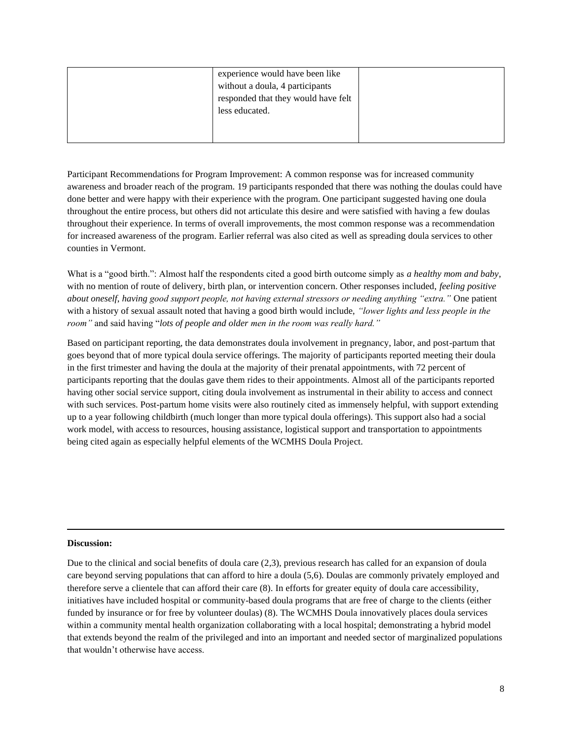| | experience would have been like without a doula, 4 participants responded that they would have felt less educated. | |
|---|---|---|

Participant Recommendations for Program Improvement: A common response was for increased community awareness and broader reach of the program. 19 participants responded that there was nothing the doulas could have done better and were happy with their experience with the program. One participant suggested having one doula throughout the entire process, but others did not articulate this desire and were satisfied with having a few doulas throughout their experience. In terms of overall improvements, the most common response was a recommendation for increased awareness of the program. Earlier referral was also cited as well as spreading doula services to other counties in Vermont.

What is a "good birth.": Almost half the respondents cited a good birth outcome simply as *a healthy mom and baby*, with no mention of route of delivery, birth plan, or intervention concern. Other responses included, *feeling positive about oneself*, *having good support people, not having external stressors or needing anything "extra."* One patient with a history of sexual assault noted that having a good birth would include, *"lower lights and less people in the room"* and said having "*lots of people and older men in the room was really hard."*

Based on participant reporting, the data demonstrates doula involvement in pregnancy, labor, and post-partum that goes beyond that of more typical doula service offerings. The majority of participants reported meeting their doula in the first trimester and having the doula at the majority of their prenatal appointments, with 72 percent of participants reporting that the doulas gave them rides to their appointments. Almost all of the participants reported having other social service support, citing doula involvement as instrumental in their ability to access and connect with such services. Post-partum home visits were also routinely cited as immensely helpful, with support extending up to a year following childbirth (much longer than more typical doula offerings). This support also had a social work model, with access to resources, housing assistance, logistical support and transportation to appointments being cited again as especially helpful elements of the WCMHS Doula Project.

---

**Discussion:**

Due to the clinical and social benefits of doula care (2,3), previous research has called for an expansion of doula care beyond serving populations that can afford to hire a doula (5,6). Doulas are commonly privately employed and therefore serve a clientele that can afford their care (8). In efforts for greater equity of doula care accessibility, initiatives have included hospital or community-based doula programs that are free of charge to the clients (either funded by insurance or for free by volunteer doulas) (8). The WCMHS Doula innovatively places doula services within a community mental health organization collaborating with a local hospital; demonstrating a hybrid model that extends beyond the realm of the privileged and into an important and needed sector of marginalized populations that wouldn't otherwise have access.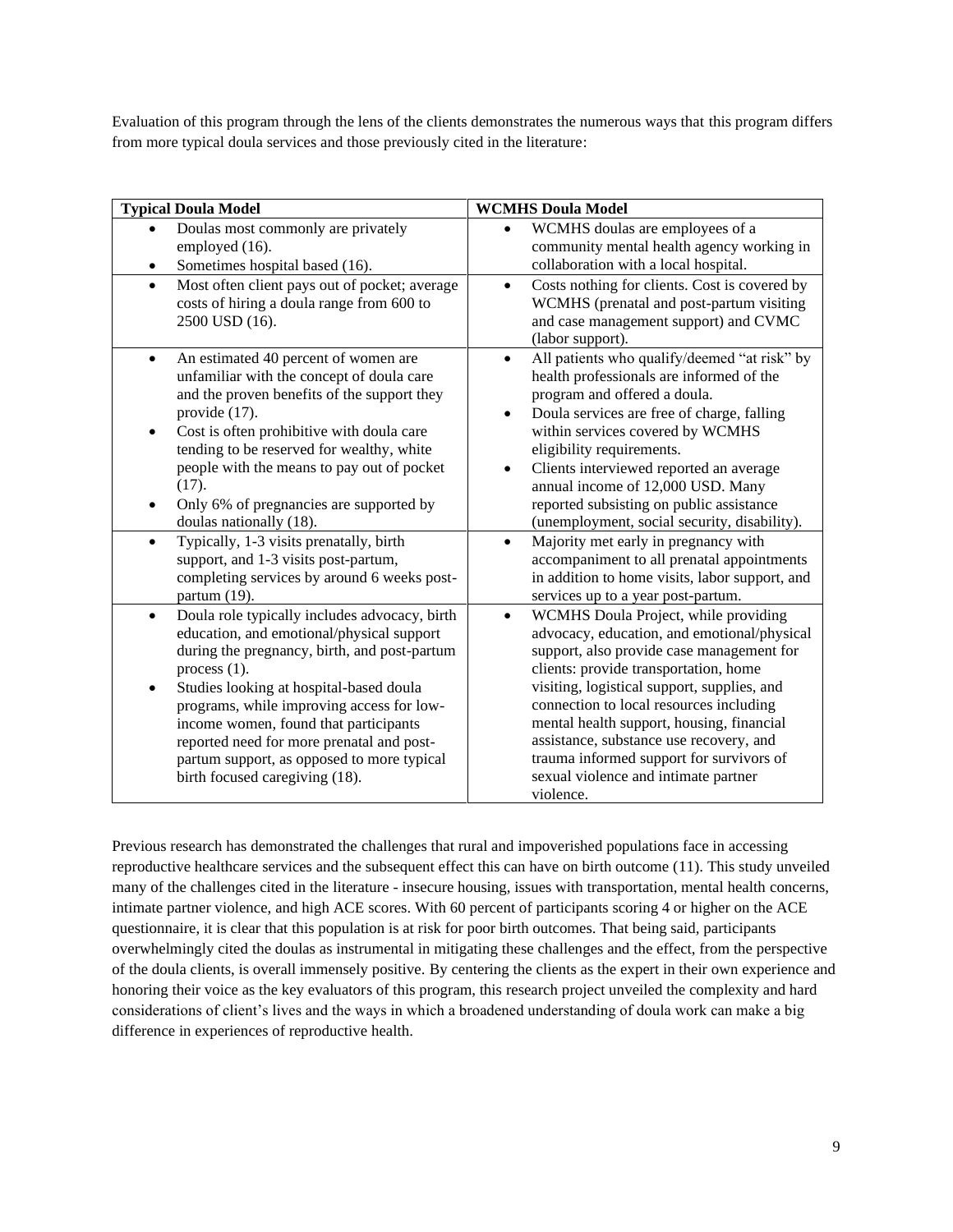Evaluation of this program through the lens of the clients demonstrates the numerous ways that this program differs from more typical doula services and those previously cited in the literature:

| Typical Doula Model | WCMHS Doula Model |
|---|---|
| • Doulas most commonly are privately employed (16).<br>• Sometimes hospital based (16). | • WCMHS doulas are employees of a community mental health agency working in collaboration with a local hospital. |
| • Most often client pays out of pocket; average costs of hiring a doula range from 600 to 2500 USD (16). | • Costs nothing for clients. Cost is covered by WCMHS (prenatal and post-partum visiting and case management support) and CVMC (labor support). |
| • An estimated 40 percent of women are unfamiliar with the concept of doula care and the proven benefits of the support they provide (17).<br>• Cost is often prohibitive with doula care tending to be reserved for wealthy, white people with the means to pay out of pocket (17).<br>• Only 6% of pregnancies are supported by doulas nationally (18). | • All patients who qualify/deemed "at risk" by health professionals are informed of the program and offered a doula.<br>• Doula services are free of charge, falling within services covered by WCMHS eligibility requirements.<br>• Clients interviewed reported an average annual income of 12,000 USD. Many reported subsisting on public assistance (unemployment, social security, disability). |
| • Typically, 1-3 visits prenatally, birth support, and 1-3 visits post-partum, completing services by around 6 weeks post-partum (19). | • Majority met early in pregnancy with accompaniment to all prenatal appointments in addition to home visits, labor support, and services up to a year post-partum. |
| • Doula role typically includes advocacy, birth education, and emotional/physical support during the pregnancy, birth, and post-partum process (1).<br>• Studies looking at hospital-based doula programs, while improving access for low-income women, found that participants reported need for more prenatal and post-partum support, as opposed to more typical birth focused caregiving (18). | • WCMHS Doula Project, while providing advocacy, education, and emotional/physical support, also provide case management for clients: provide transportation, home visiting, logistical support, supplies, and connection to local resources including mental health support, housing, financial assistance, substance use recovery, and trauma informed support for survivors of sexual violence and intimate partner violence. |

Previous research has demonstrated the challenges that rural and impoverished populations face in accessing reproductive healthcare services and the subsequent effect this can have on birth outcome (11). This study unveiled many of the challenges cited in the literature - insecure housing, issues with transportation, mental health concerns, intimate partner violence, and high ACE scores. With 60 percent of participants scoring 4 or higher on the ACE questionnaire, it is clear that this population is at risk for poor birth outcomes. That being said, participants overwhelmingly cited the doulas as instrumental in mitigating these challenges and the effect, from the perspective of the doula clients, is overall immensely positive. By centering the clients as the expert in their own experience and honoring their voice as the key evaluators of this program, this research project unveiled the complexity and hard considerations of client's lives and the ways in which a broadened understanding of doula work can make a big difference in experiences of reproductive health.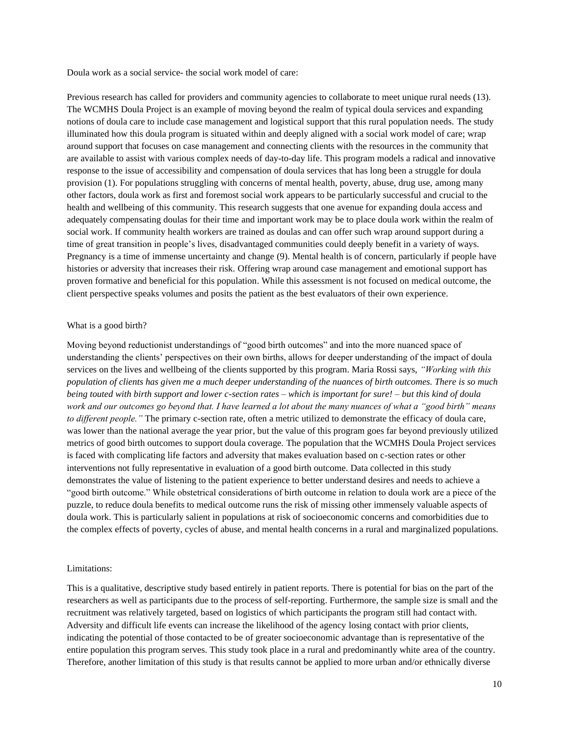Doula work as a social service- the social work model of care:

Previous research has called for providers and community agencies to collaborate to meet unique rural needs (13). The WCMHS Doula Project is an example of moving beyond the realm of typical doula services and expanding notions of doula care to include case management and logistical support that this rural population needs. The study illuminated how this doula program is situated within and deeply aligned with a social work model of care; wrap around support that focuses on case management and connecting clients with the resources in the community that are available to assist with various complex needs of day-to-day life. This program models a radical and innovative response to the issue of accessibility and compensation of doula services that has long been a struggle for doula provision (1). For populations struggling with concerns of mental health, poverty, abuse, drug use, among many other factors, doula work as first and foremost social work appears to be particularly successful and crucial to the health and wellbeing of this community. This research suggests that one avenue for expanding doula access and adequately compensating doulas for their time and important work may be to place doula work within the realm of social work. If community health workers are trained as doulas and can offer such wrap around support during a time of great transition in people's lives, disadvantaged communities could deeply benefit in a variety of ways. Pregnancy is a time of immense uncertainty and change (9). Mental health is of concern, particularly if people have histories or adversity that increases their risk. Offering wrap around case management and emotional support has proven formative and beneficial for this population. While this assessment is not focused on medical outcome, the client perspective speaks volumes and posits the patient as the best evaluators of their own experience.

What is a good birth?

Moving beyond reductionist understandings of "good birth outcomes" and into the more nuanced space of understanding the clients' perspectives on their own births, allows for deeper understanding of the impact of doula services on the lives and wellbeing of the clients supported by this program. Maria Rossi says, *"Working with this population of clients has given me a much deeper understanding of the nuances of birth outcomes. There is so much being touted with birth support and lower c-section rates – which is important for sure! – but this kind of doula work and our outcomes go beyond that. I have learned a lot about the many nuances of what a "good birth" means to different people."* The primary c-section rate, often a metric utilized to demonstrate the efficacy of doula care, was lower than the national average the year prior, but the value of this program goes far beyond previously utilized metrics of good birth outcomes to support doula coverage. The population that the WCMHS Doula Project services is faced with complicating life factors and adversity that makes evaluation based on c-section rates or other interventions not fully representative in evaluation of a good birth outcome. Data collected in this study demonstrates the value of listening to the patient experience to better understand desires and needs to achieve a "good birth outcome." While obstetrical considerations of birth outcome in relation to doula work are a piece of the puzzle, to reduce doula benefits to medical outcome runs the risk of missing other immensely valuable aspects of doula work. This is particularly salient in populations at risk of socioeconomic concerns and comorbidities due to the complex effects of poverty, cycles of abuse, and mental health concerns in a rural and marginalized populations.

Limitations:

This is a qualitative, descriptive study based entirely in patient reports. There is potential for bias on the part of the researchers as well as participants due to the process of self-reporting. Furthermore, the sample size is small and the recruitment was relatively targeted, based on logistics of which participants the program still had contact with. Adversity and difficult life events can increase the likelihood of the agency losing contact with prior clients, indicating the potential of those contacted to be of greater socioeconomic advantage than is representative of the entire population this program serves. This study took place in a rural and predominantly white area of the country. Therefore, another limitation of this study is that results cannot be applied to more urban and/or ethnically diverse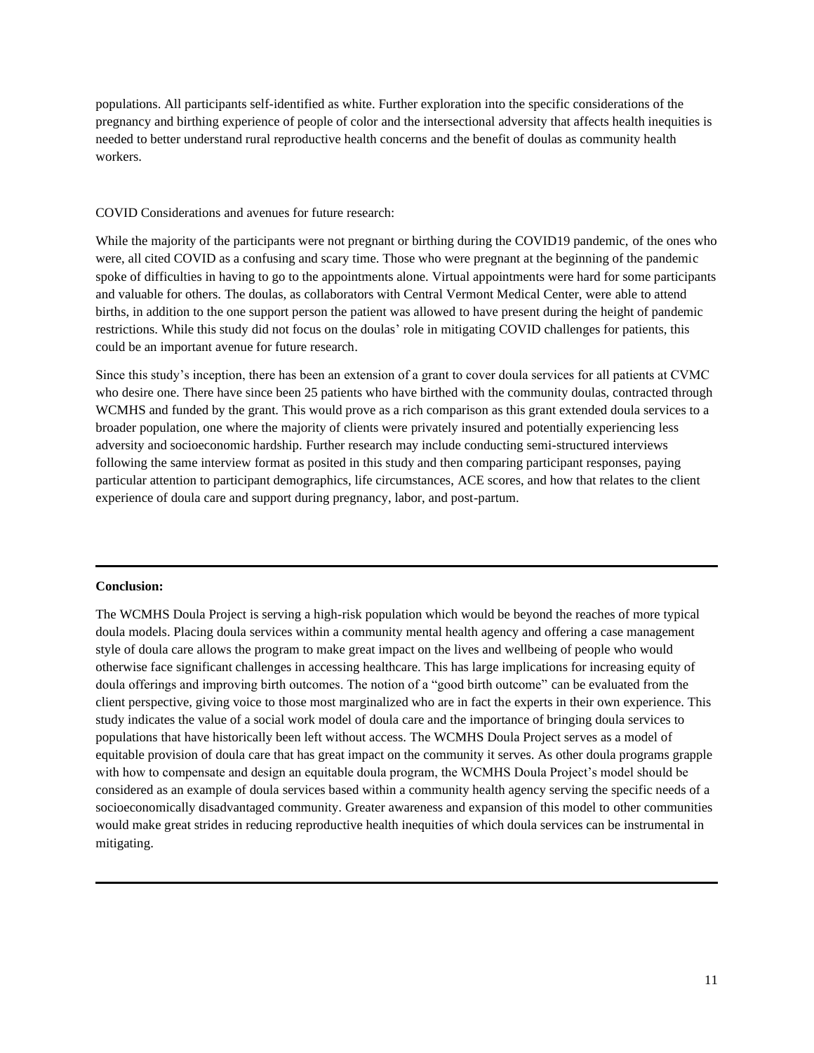populations. All participants self-identified as white. Further exploration into the specific considerations of the pregnancy and birthing experience of people of color and the intersectional adversity that affects health inequities is needed to better understand rural reproductive health concerns and the benefit of doulas as community health workers.

COVID Considerations and avenues for future research:

While the majority of the participants were not pregnant or birthing during the COVID19 pandemic, of the ones who were, all cited COVID as a confusing and scary time. Those who were pregnant at the beginning of the pandemic spoke of difficulties in having to go to the appointments alone. Virtual appointments were hard for some participants and valuable for others. The doulas, as collaborators with Central Vermont Medical Center, were able to attend births, in addition to the one support person the patient was allowed to have present during the height of pandemic restrictions. While this study did not focus on the doulas' role in mitigating COVID challenges for patients, this could be an important avenue for future research.

Since this study's inception, there has been an extension of a grant to cover doula services for all patients at CVMC who desire one. There have since been 25 patients who have birthed with the community doulas, contracted through WCMHS and funded by the grant. This would prove as a rich comparison as this grant extended doula services to a broader population, one where the majority of clients were privately insured and potentially experiencing less adversity and socioeconomic hardship. Further research may include conducting semi-structured interviews following the same interview format as posited in this study and then comparing participant responses, paying particular attention to participant demographics, life circumstances, ACE scores, and how that relates to the client experience of doula care and support during pregnancy, labor, and post-partum.

---

**Conclusion:**

The WCMHS Doula Project is serving a high-risk population which would be beyond the reaches of more typical doula models. Placing doula services within a community mental health agency and offering a case management style of doula care allows the program to make great impact on the lives and wellbeing of people who would otherwise face significant challenges in accessing healthcare. This has large implications for increasing equity of doula offerings and improving birth outcomes. The notion of a "good birth outcome" can be evaluated from the client perspective, giving voice to those most marginalized who are in fact the experts in their own experience. This study indicates the value of a social work model of doula care and the importance of bringing doula services to populations that have historically been left without access. The WCMHS Doula Project serves as a model of equitable provision of doula care that has great impact on the community it serves. As other doula programs grapple with how to compensate and design an equitable doula program, the WCMHS Doula Project's model should be considered as an example of doula services based within a community health agency serving the specific needs of a socioeconomically disadvantaged community. Greater awareness and expansion of this model to other communities would make great strides in reducing reproductive health inequities of which doula services can be instrumental in mitigating.

---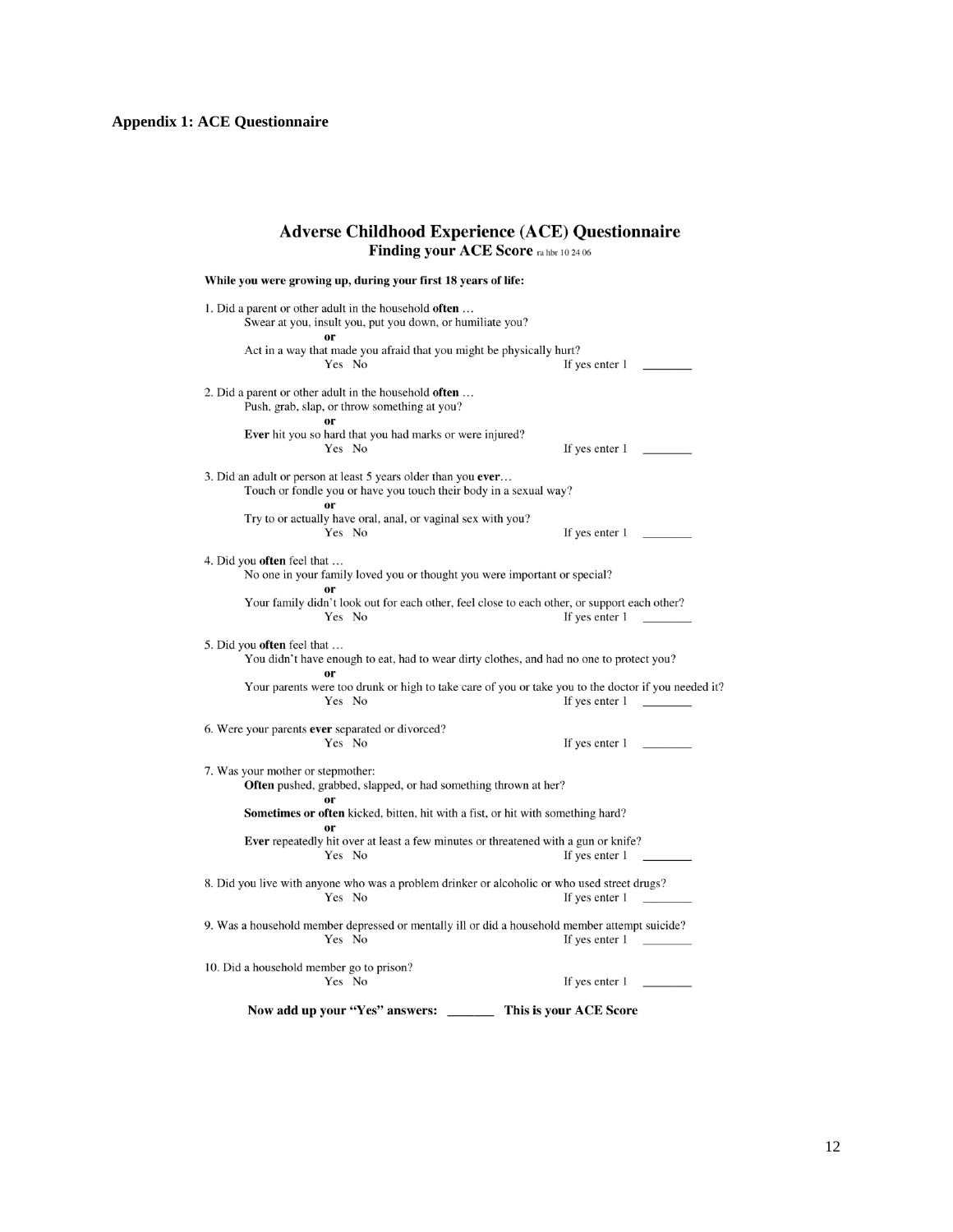## Appendix 1: ACE Questionnaire

# Adverse Childhood Experience (ACE) Questionnaire

### Finding your ACE Score ra hbr 10 24 06

**While you were growing up, during your first 18 years of life:**

1. Did a parent or other adult in the household **often** …
   Swear at you, insult you, put you down, or humiliate you?
   **or**
   Act in a way that made you afraid that you might be physically hurt?
   Yes No If yes enter 1 ________

2. Did a parent or other adult in the household **often** …
   Push, grab, slap, or throw something at you?
   **or**
   **Ever** hit you so hard that you had marks or were injured?
   Yes No If yes enter 1 ________

3. Did an adult or person at least 5 years older than you **ever**…
   Touch or fondle you or have you touch their body in a sexual way?
   **or**
   Try to or actually have oral, anal, or vaginal sex with you?
   Yes No If yes enter 1 ________

4. Did you **often** feel that …
   No one in your family loved you or thought you were important or special?
   **or**
   Your family didn't look out for each other, feel close to each other, or support each other?
   Yes No If yes enter 1 ________

5. Did you **often** feel that …
   You didn't have enough to eat, had to wear dirty clothes, and had no one to protect you?
   **or**
   Your parents were too drunk or high to take care of you or take you to the doctor if you needed it?
   Yes No If yes enter 1 ________

6. Were your parents **ever** separated or divorced?
   Yes No If yes enter 1 ________

7. Was your mother or stepmother:
   **Often** pushed, grabbed, slapped, or had something thrown at her?
   **or**
   **Sometimes or often** kicked, bitten, hit with a fist, or hit with something hard?
   **or**
   **Ever** repeatedly hit over at least a few minutes or threatened with a gun or knife?
   Yes No If yes enter 1 ________

8. Did you live with anyone who was a problem drinker or alcoholic or who used street drugs?
   Yes No If yes enter 1 ________

9. Was a household member depressed or mentally ill or did a household member attempt suicide?
   Yes No If yes enter 1 ________

10. Did a household member go to prison?
    Yes No If yes enter 1 ________

**Now add up your "Yes" answers: ________ This is your ACE Score**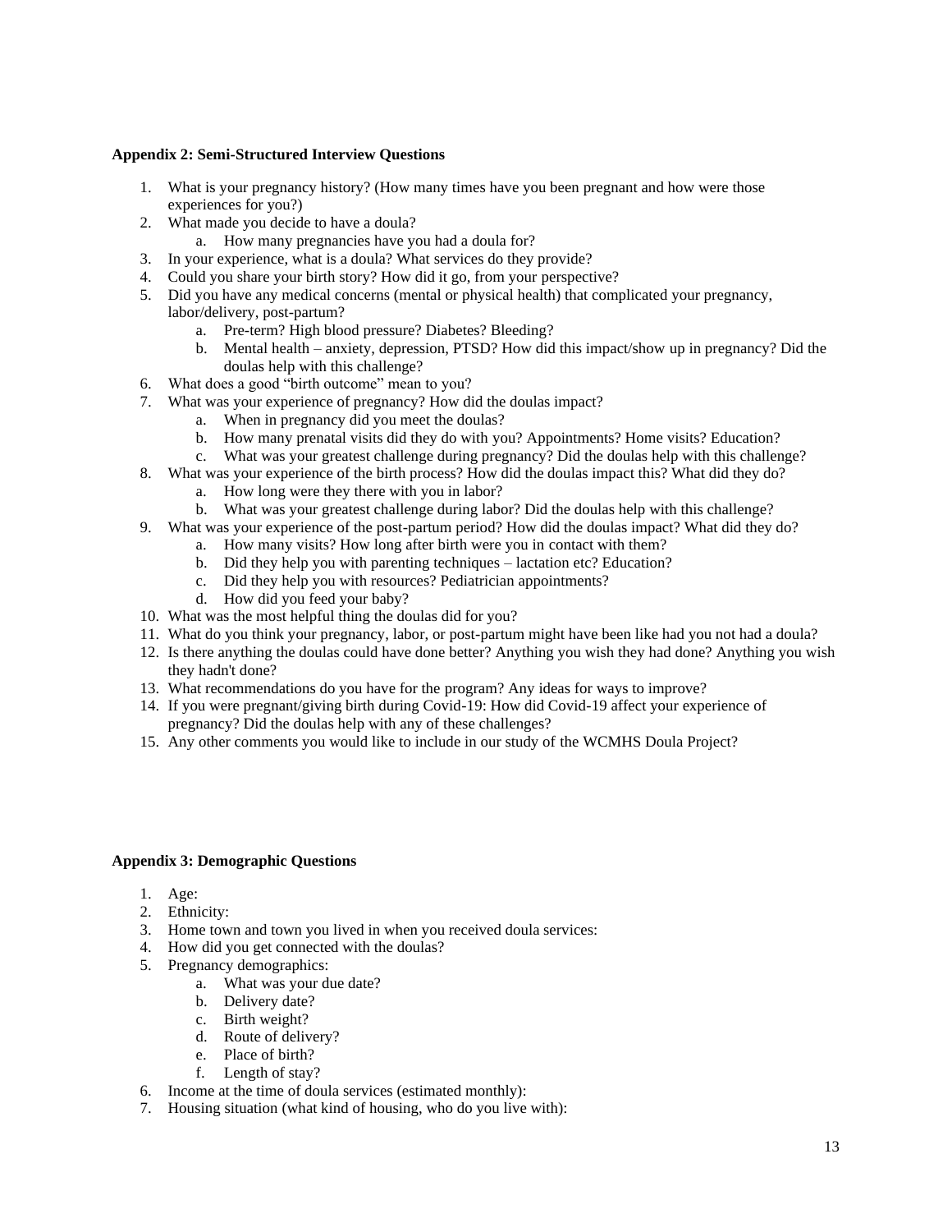**Appendix 2: Semi-Structured Interview Questions**

1. What is your pregnancy history? (How many times have you been pregnant and how were those experiences for you?)
2. What made you decide to have a doula?
    a. How many pregnancies have you had a doula for?
3. In your experience, what is a doula? What services do they provide?
4. Could you share your birth story? How did it go, from your perspective?
5. Did you have any medical concerns (mental or physical health) that complicated your pregnancy, labor/delivery, post-partum?
    a. Pre-term? High blood pressure? Diabetes? Bleeding?
    b. Mental health – anxiety, depression, PTSD? How did this impact/show up in pregnancy? Did the doulas help with this challenge?
6. What does a good "birth outcome" mean to you?
7. What was your experience of pregnancy? How did the doulas impact?
    a. When in pregnancy did you meet the doulas?
    b. How many prenatal visits did they do with you? Appointments? Home visits? Education?
    c. What was your greatest challenge during pregnancy? Did the doulas help with this challenge?
8. What was your experience of the birth process? How did the doulas impact this? What did they do?
    a. How long were they there with you in labor?
    b. What was your greatest challenge during labor? Did the doulas help with this challenge?
9. What was your experience of the post-partum period? How did the doulas impact? What did they do?
    a. How many visits? How long after birth were you in contact with them?
    b. Did they help you with parenting techniques – lactation etc? Education?
    c. Did they help you with resources? Pediatrician appointments?
    d. How did you feed your baby?
10. What was the most helpful thing the doulas did for you?
11. What do you think your pregnancy, labor, or post-partum might have been like had you not had a doula?
12. Is there anything the doulas could have done better? Anything you wish they had done? Anything you wish they hadn't done?
13. What recommendations do you have for the program? Any ideas for ways to improve?
14. If you were pregnant/giving birth during Covid-19: How did Covid-19 affect your experience of pregnancy? Did the doulas help with any of these challenges?
15. Any other comments you would like to include in our study of the WCMHS Doula Project?

**Appendix 3: Demographic Questions**

1. Age:
2. Ethnicity:
3. Home town and town you lived in when you received doula services:
4. How did you get connected with the doulas?
5. Pregnancy demographics:
    a. What was your due date?
    b. Delivery date?
    c. Birth weight?
    d. Route of delivery?
    e. Place of birth?
    f. Length of stay?
6. Income at the time of doula services (estimated monthly):
7. Housing situation (what kind of housing, who do you live with):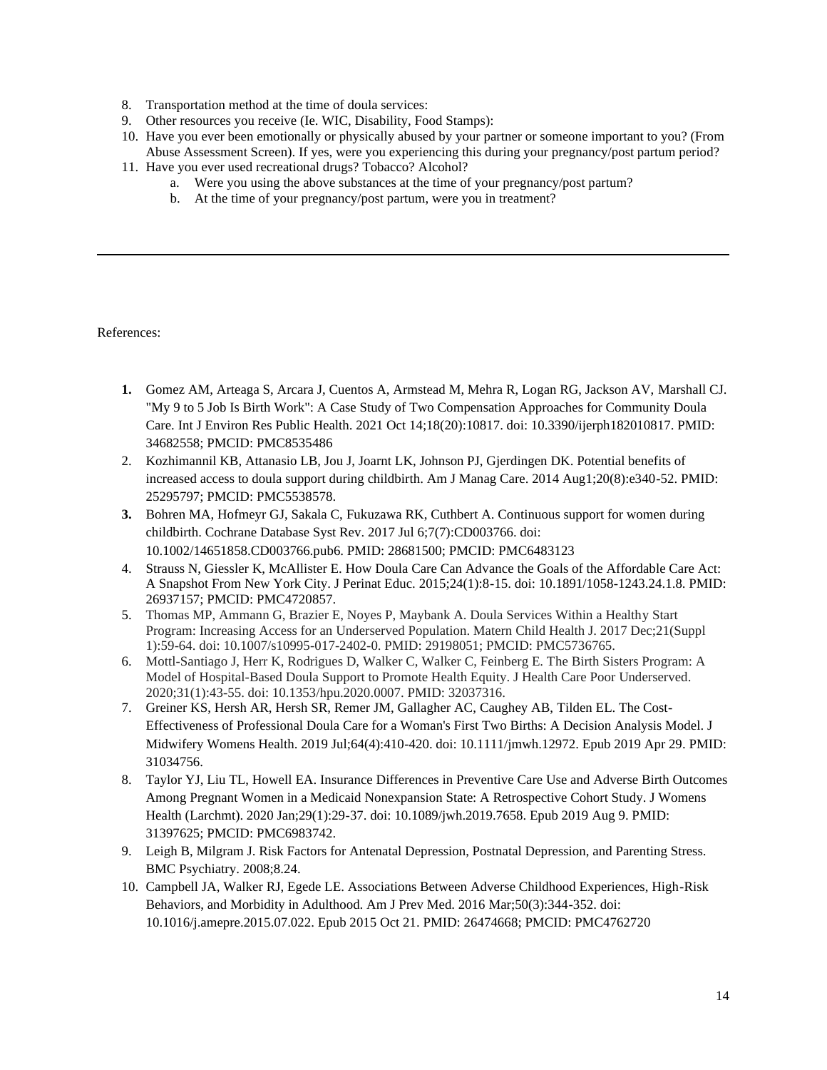8. Transportation method at the time of doula services:
9. Other resources you receive (Ie. WIC, Disability, Food Stamps):
10. Have you ever been emotionally or physically abused by your partner or someone important to you? (From Abuse Assessment Screen). If yes, were you experiencing this during your pregnancy/post partum period?
11. Have you ever used recreational drugs? Tobacco? Alcohol?
    a. Were you using the above substances at the time of your pregnancy/post partum?
    b. At the time of your pregnancy/post partum, were you in treatment?

---

References:

1. Gomez AM, Arteaga S, Arcara J, Cuentos A, Armstead M, Mehra R, Logan RG, Jackson AV, Marshall CJ. "My 9 to 5 Job Is Birth Work": A Case Study of Two Compensation Approaches for Community Doula Care. Int J Environ Res Public Health. 2021 Oct 14;18(20):10817. doi: 10.3390/ijerph182010817. PMID: 34682558; PMCID: PMC8535486
2. Kozhimannil KB, Attanasio LB, Jou J, Joarnt LK, Johnson PJ, Gjerdingen DK. Potential benefits of increased access to doula support during childbirth. Am J Manag Care. 2014 Aug1;20(8):e340-52. PMID: 25295797; PMCID: PMC5538578.
3. Bohren MA, Hofmeyr GJ, Sakala C, Fukuzawa RK, Cuthbert A. Continuous support for women during childbirth. Cochrane Database Syst Rev. 2017 Jul 6;7(7):CD003766. doi: 10.1002/14651858.CD003766.pub6. PMID: 28681500; PMCID: PMC6483123
4. Strauss N, Giessler K, McAllister E. How Doula Care Can Advance the Goals of the Affordable Care Act: A Snapshot From New York City. J Perinat Educ. 2015;24(1):8-15. doi: 10.1891/1058-1243.24.1.8. PMID: 26937157; PMCID: PMC4720857.
5. Thomas MP, Ammann G, Brazier E, Noyes P, Maybank A. Doula Services Within a Healthy Start Program: Increasing Access for an Underserved Population. Matern Child Health J. 2017 Dec;21(Suppl 1):59-64. doi: 10.1007/s10995-017-2402-0. PMID: 29198051; PMCID: PMC5736765.
6. Mottl-Santiago J, Herr K, Rodrigues D, Walker C, Walker C, Feinberg E. The Birth Sisters Program: A Model of Hospital-Based Doula Support to Promote Health Equity. J Health Care Poor Underserved. 2020;31(1):43-55. doi: 10.1353/hpu.2020.0007. PMID: 32037316.
7. Greiner KS, Hersh AR, Hersh SR, Remer JM, Gallagher AC, Caughey AB, Tilden EL. The Cost-Effectiveness of Professional Doula Care for a Woman's First Two Births: A Decision Analysis Model. J Midwifery Womens Health. 2019 Jul;64(4):410-420. doi: 10.1111/jmwh.12972. Epub 2019 Apr 29. PMID: 31034756.
8. Taylor YJ, Liu TL, Howell EA. Insurance Differences in Preventive Care Use and Adverse Birth Outcomes Among Pregnant Women in a Medicaid Nonexpansion State: A Retrospective Cohort Study. J Womens Health (Larchmt). 2020 Jan;29(1):29-37. doi: 10.1089/jwh.2019.7658. Epub 2019 Aug 9. PMID: 31397625; PMCID: PMC6983742.
9. Leigh B, Milgram J. Risk Factors for Antenatal Depression, Postnatal Depression, and Parenting Stress. BMC Psychiatry. 2008;8.24.
10. Campbell JA, Walker RJ, Egede LE. Associations Between Adverse Childhood Experiences, High-Risk Behaviors, and Morbidity in Adulthood. Am J Prev Med. 2016 Mar;50(3):344-352. doi: 10.1016/j.amepre.2015.07.022. Epub 2015 Oct 21. PMID: 26474668; PMCID: PMC4762720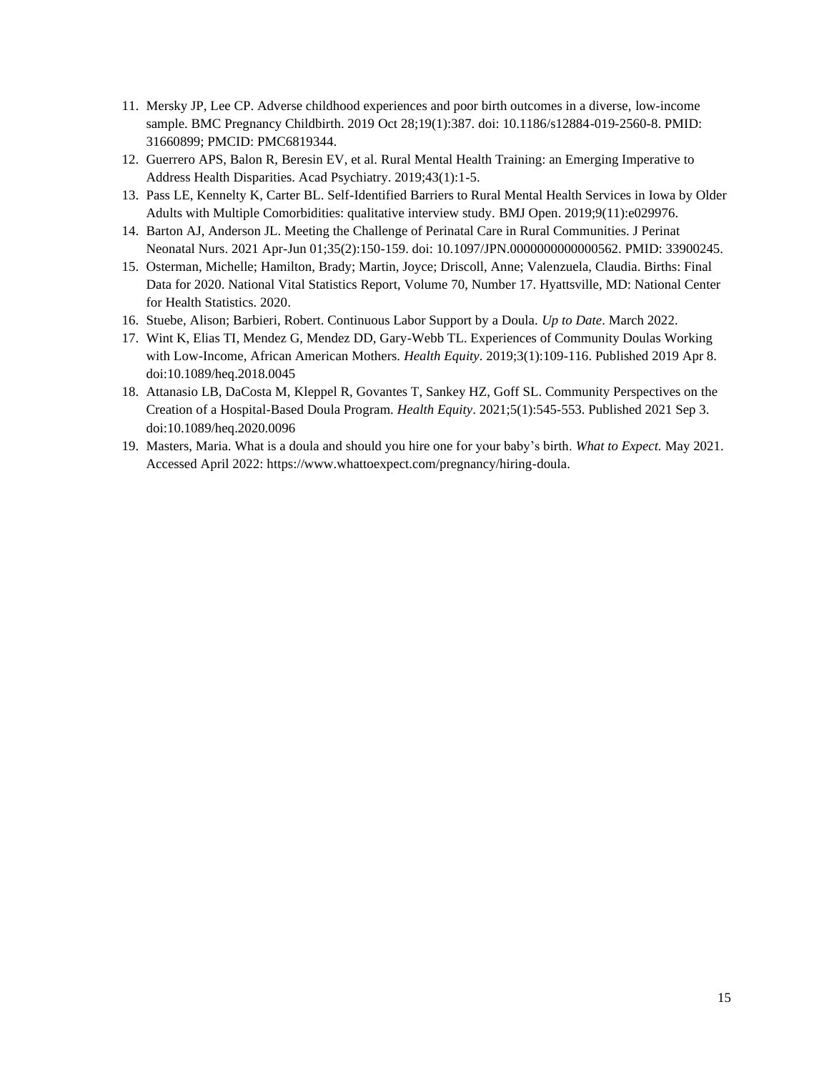11. Mersky JP, Lee CP. Adverse childhood experiences and poor birth outcomes in a diverse, low-income sample. BMC Pregnancy Childbirth. 2019 Oct 28;19(1):387. doi: 10.1186/s12884-019-2560-8. PMID: 31660899; PMCID: PMC6819344.
12. Guerrero APS, Balon R, Beresin EV, et al. Rural Mental Health Training: an Emerging Imperative to Address Health Disparities. Acad Psychiatry. 2019;43(1):1-5.
13. Pass LE, Kennelty K, Carter BL. Self-Identified Barriers to Rural Mental Health Services in Iowa by Older Adults with Multiple Comorbidities: qualitative interview study. BMJ Open. 2019;9(11):e029976.
14. Barton AJ, Anderson JL. Meeting the Challenge of Perinatal Care in Rural Communities. J Perinat Neonatal Nurs. 2021 Apr-Jun 01;35(2):150-159. doi: 10.1097/JPN.0000000000000562. PMID: 33900245.
15. Osterman, Michelle; Hamilton, Brady; Martin, Joyce; Driscoll, Anne; Valenzuela, Claudia. Births: Final Data for 2020. National Vital Statistics Report, Volume 70, Number 17. Hyattsville, MD: National Center for Health Statistics. 2020.
16. Stuebe, Alison; Barbieri, Robert. Continuous Labor Support by a Doula. *Up to Date*. March 2022.
17. Wint K, Elias TI, Mendez G, Mendez DD, Gary-Webb TL. Experiences of Community Doulas Working with Low-Income, African American Mothers. *Health Equity*. 2019;3(1):109-116. Published 2019 Apr 8. doi:10.1089/heq.2018.0045
18. Attanasio LB, DaCosta M, Kleppel R, Govantes T, Sankey HZ, Goff SL. Community Perspectives on the Creation of a Hospital-Based Doula Program. *Health Equity*. 2021;5(1):545-553. Published 2021 Sep 3. doi:10.1089/heq.2020.0096
19. Masters, Maria. What is a doula and should you hire one for your baby's birth. *What to Expect.* May 2021. Accessed April 2022: https://www.whattoexpect.com/pregnancy/hiring-doula.